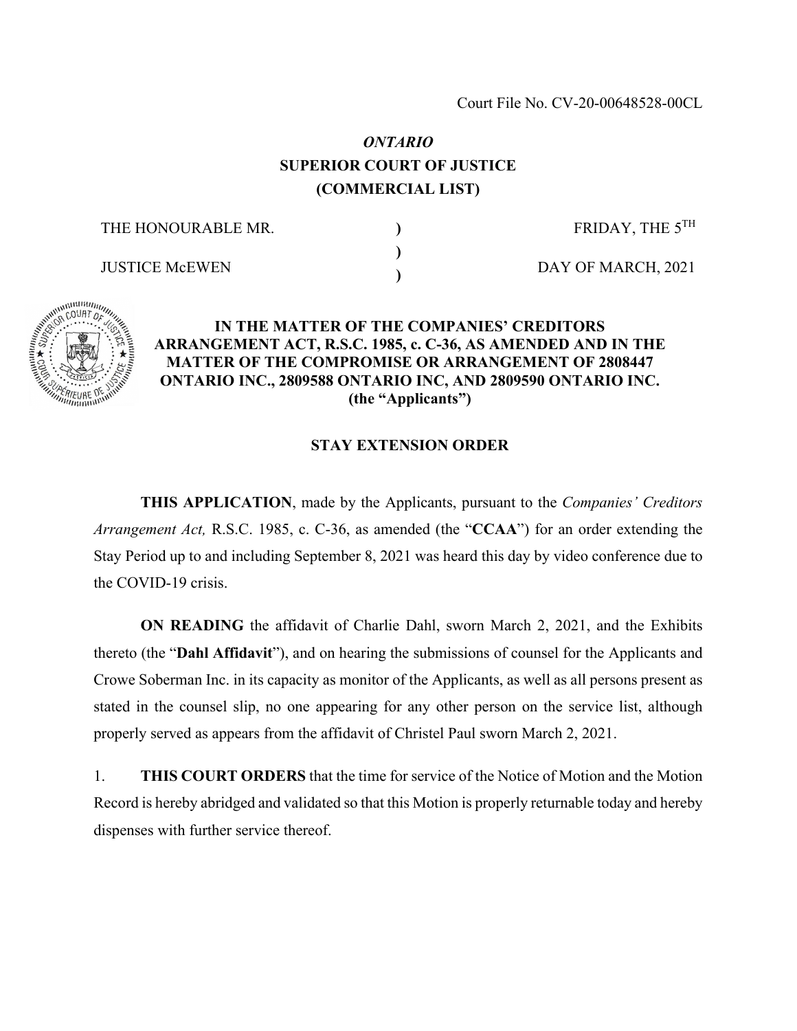Court File No. CV-20-00648528-00CL

***ONTARIO***
**SUPERIOR COURT OF JUSTICE**
**(COMMERCIAL LIST)**

| THE HONOURABLE MR. | ) | FRIDAY, THE 5TH |
|---|---|---|
| | ) | |
| JUSTICE McEWEN | ) | DAY OF MARCH, 2021 |

**IN THE MATTER OF THE COMPANIES' CREDITORS ARRANGEMENT ACT, R.S.C. 1985, c. C-36, AS AMENDED AND IN THE MATTER OF THE COMPROMISE OR ARRANGEMENT OF 2808447 ONTARIO INC., 2809588 ONTARIO INC, AND 2809590 ONTARIO INC. (the "Applicants")**

**STAY EXTENSION ORDER**

**THIS APPLICATION**, made by the Applicants, pursuant to the *Companies' Creditors Arrangement Act,* R.S.C. 1985, c. C-36, as amended (the "**CCAA**") for an order extending the Stay Period up to and including September 8, 2021 was heard this day by video conference due to the COVID-19 crisis.

**ON READING** the affidavit of Charlie Dahl, sworn March 2, 2021, and the Exhibits thereto (the "**Dahl Affidavit**"), and on hearing the submissions of counsel for the Applicants and Crowe Soberman Inc. in its capacity as monitor of the Applicants, as well as all persons present as stated in the counsel slip, no one appearing for any other person on the service list, although properly served as appears from the affidavit of Christel Paul sworn March 2, 2021.

1. **THIS COURT ORDERS** that the time for service of the Notice of Motion and the Motion Record is hereby abridged and validated so that this Motion is properly returnable today and hereby dispenses with further service thereof.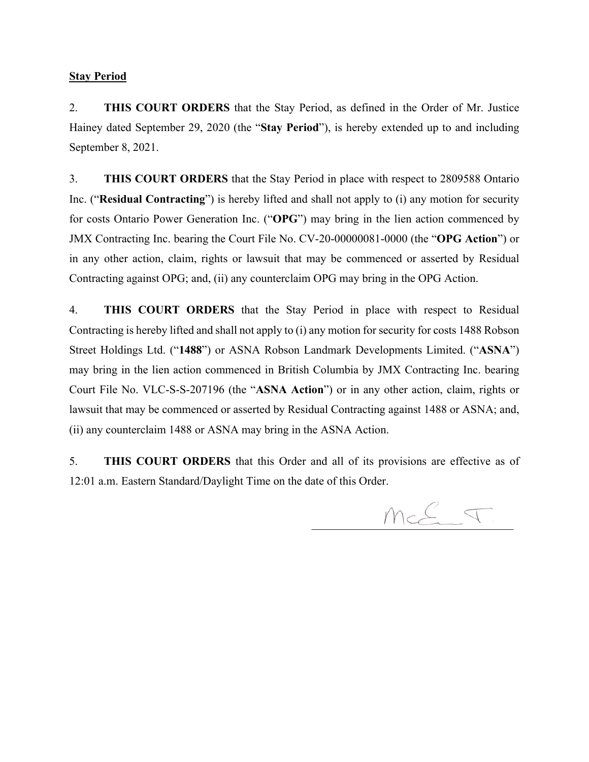**Stay Period**

2. **THIS COURT ORDERS** that the Stay Period, as defined in the Order of Mr. Justice Hainey dated September 29, 2020 (the "**Stay Period**"), is hereby extended up to and including September 8, 2021.

3. **THIS COURT ORDERS** that the Stay Period in place with respect to 2809588 Ontario Inc. ("**Residual Contracting**") is hereby lifted and shall not apply to (i) any motion for security for costs Ontario Power Generation Inc. ("**OPG**") may bring in the lien action commenced by JMX Contracting Inc. bearing the Court File No. CV-20-00000081-0000 (the "**OPG Action**") or in any other action, claim, rights or lawsuit that may be commenced or asserted by Residual Contracting against OPG; and, (ii) any counterclaim OPG may bring in the OPG Action.

4. **THIS COURT ORDERS** that the Stay Period in place with respect to Residual Contracting is hereby lifted and shall not apply to (i) any motion for security for costs 1488 Robson Street Holdings Ltd. ("**1488**") or ASNA Robson Landmark Developments Limited. ("**ASNA**") may bring in the lien action commenced in British Columbia by JMX Contracting Inc. bearing Court File No. VLC-S-S-207196 (the "**ASNA Action**") or in any other action, claim, rights or lawsuit that may be commenced or asserted by Residual Contracting against 1488 or ASNA; and, (ii) any counterclaim 1488 or ASNA may bring in the ASNA Action.

5. **THIS COURT ORDERS** that this Order and all of its provisions are effective as of 12:01 a.m. Eastern Standard/Daylight Time on the date of this Order.

McE J.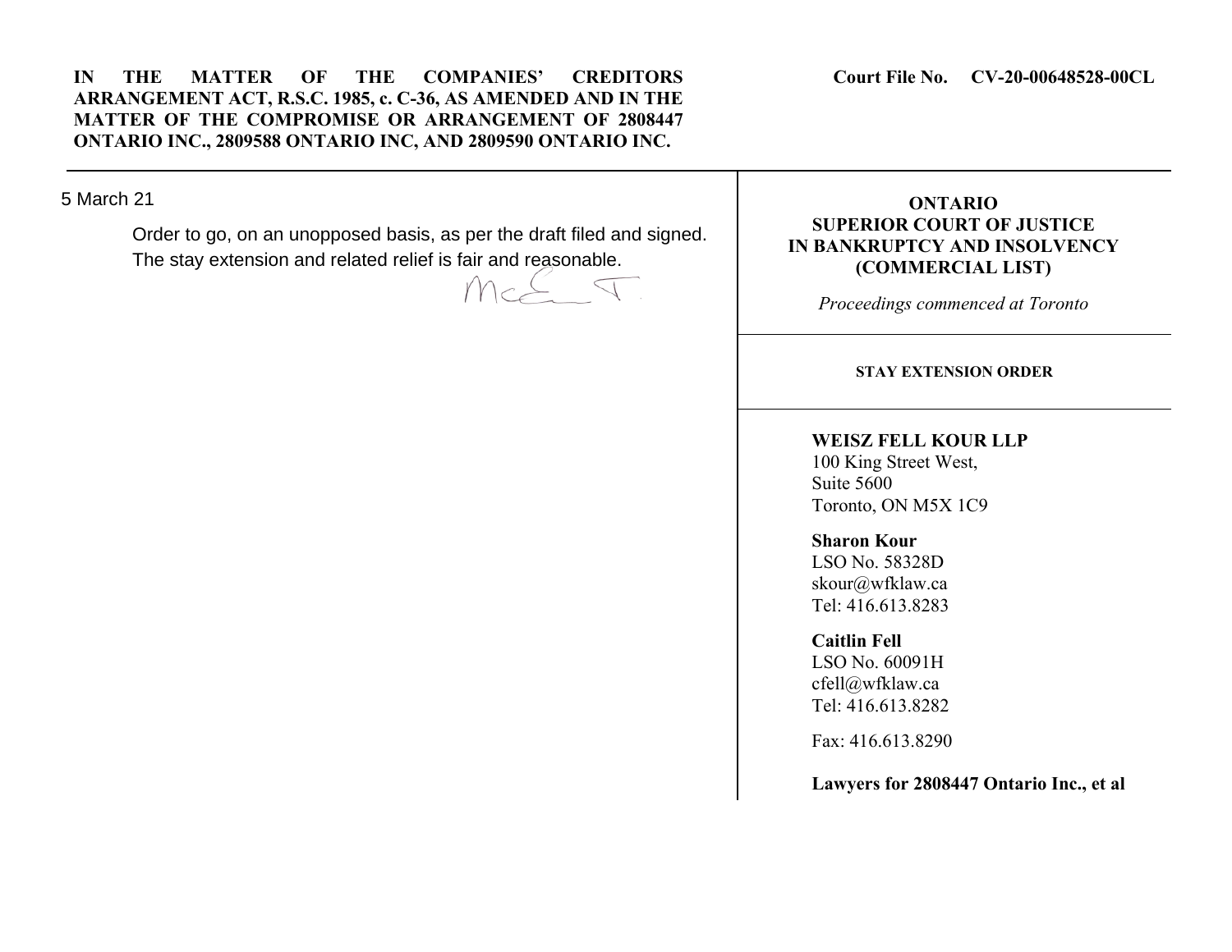**IN THE MATTER OF THE COMPANIES' CREDITORS ARRANGEMENT ACT, R.S.C. 1985, c. C-36, AS AMENDED AND IN THE MATTER OF THE COMPROMISE OR ARRANGEMENT OF 2808447 ONTARIO INC., 2809588 ONTARIO INC, AND 2809590 ONTARIO INC.**

**Court File No. CV-20-00648528-00CL**

5 March 21

Order to go, on an unopposed basis, as per the draft filed and signed. The stay extension and related relief is fair and reasonable.

McE — J.

**ONTARIO**
**SUPERIOR COURT OF JUSTICE**
**IN BANKRUPTCY AND INSOLVENCY**
**(COMMERCIAL LIST)**

*Proceedings commenced at Toronto*

**STAY EXTENSION ORDER**

**WEISZ FELL KOUR LLP**
100 King Street West,
Suite 5600
Toronto, ON M5X 1C9

**Sharon Kour**
LSO No. 58328D
skour@wfklaw.ca
Tel: 416.613.8283

**Caitlin Fell**
LSO No. 60091H
cfell@wfklaw.ca
Tel: 416.613.8282

Fax: 416.613.8290

**Lawyers for 2808447 Ontario Inc., et al**